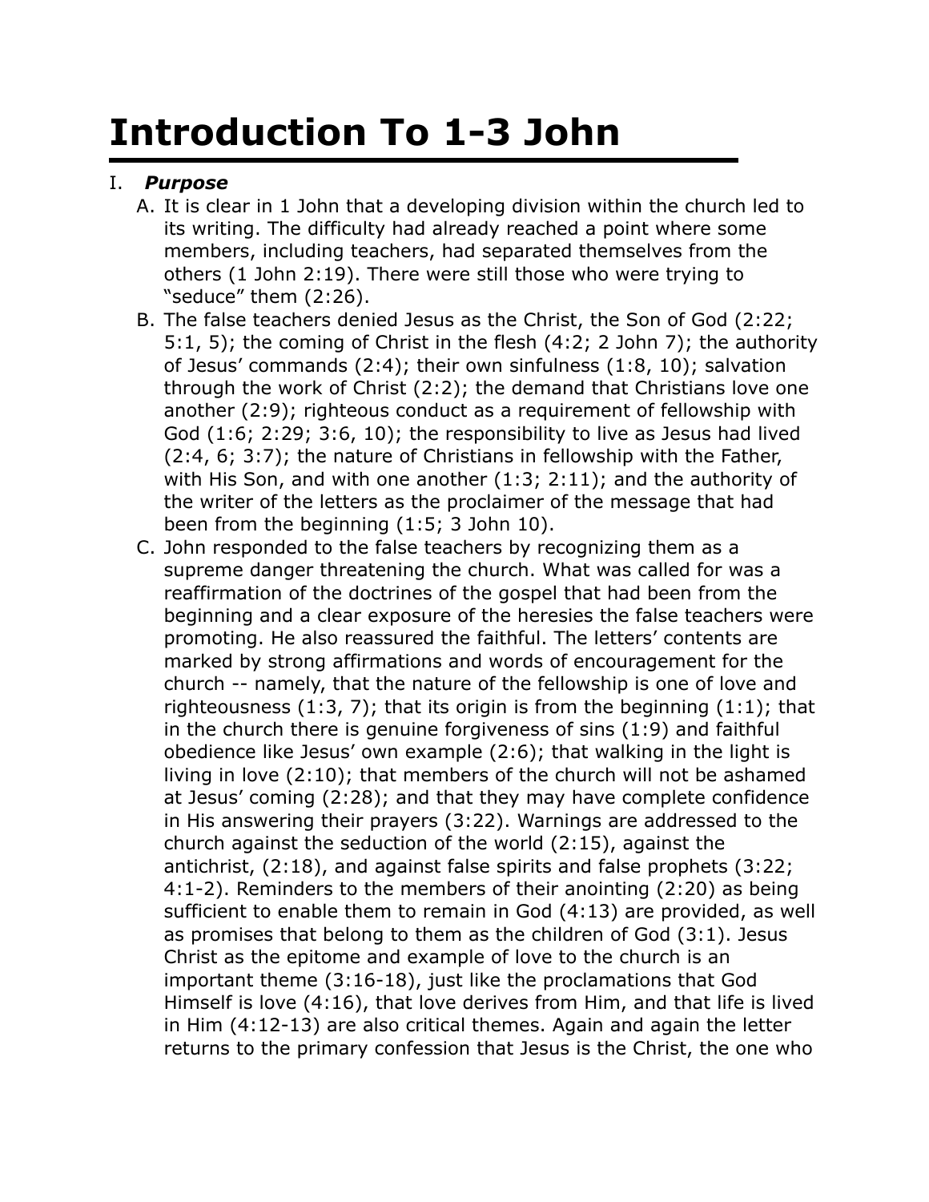# Introduction To 1-3 John

I. ***Purpose***

A. It is clear in 1 John that a developing division within the church led to its writing. The difficulty had already reached a point where some members, including teachers, had separated themselves from the others (1 John 2:19). There were still those who were trying to "seduce" them (2:26).

B. The false teachers denied Jesus as the Christ, the Son of God (2:22; 5:1, 5); the coming of Christ in the flesh (4:2; 2 John 7); the authority of Jesus' commands (2:4); their own sinfulness (1:8, 10); salvation through the work of Christ (2:2); the demand that Christians love one another (2:9); righteous conduct as a requirement of fellowship with God (1:6; 2:29; 3:6, 10); the responsibility to live as Jesus had lived (2:4, 6; 3:7); the nature of Christians in fellowship with the Father, with His Son, and with one another (1:3; 2:11); and the authority of the writer of the letters as the proclaimer of the message that had been from the beginning (1:5; 3 John 10).

C. John responded to the false teachers by recognizing them as a supreme danger threatening the church. What was called for was a reaffirmation of the doctrines of the gospel that had been from the beginning and a clear exposure of the heresies the false teachers were promoting. He also reassured the faithful. The letters' contents are marked by strong affirmations and words of encouragement for the church -- namely, that the nature of the fellowship is one of love and righteousness (1:3, 7); that its origin is from the beginning (1:1); that in the church there is genuine forgiveness of sins (1:9) and faithful obedience like Jesus' own example (2:6); that walking in the light is living in love (2:10); that members of the church will not be ashamed at Jesus' coming (2:28); and that they may have complete confidence in His answering their prayers (3:22). Warnings are addressed to the church against the seduction of the world (2:15), against the antichrist, (2:18), and against false spirits and false prophets (3:22; 4:1-2). Reminders to the members of their anointing (2:20) as being sufficient to enable them to remain in God (4:13) are provided, as well as promises that belong to them as the children of God (3:1). Jesus Christ as the epitome and example of love to the church is an important theme (3:16-18), just like the proclamations that God Himself is love (4:16), that love derives from Him, and that life is lived in Him (4:12-13) are also critical themes. Again and again the letter returns to the primary confession that Jesus is the Christ, the one who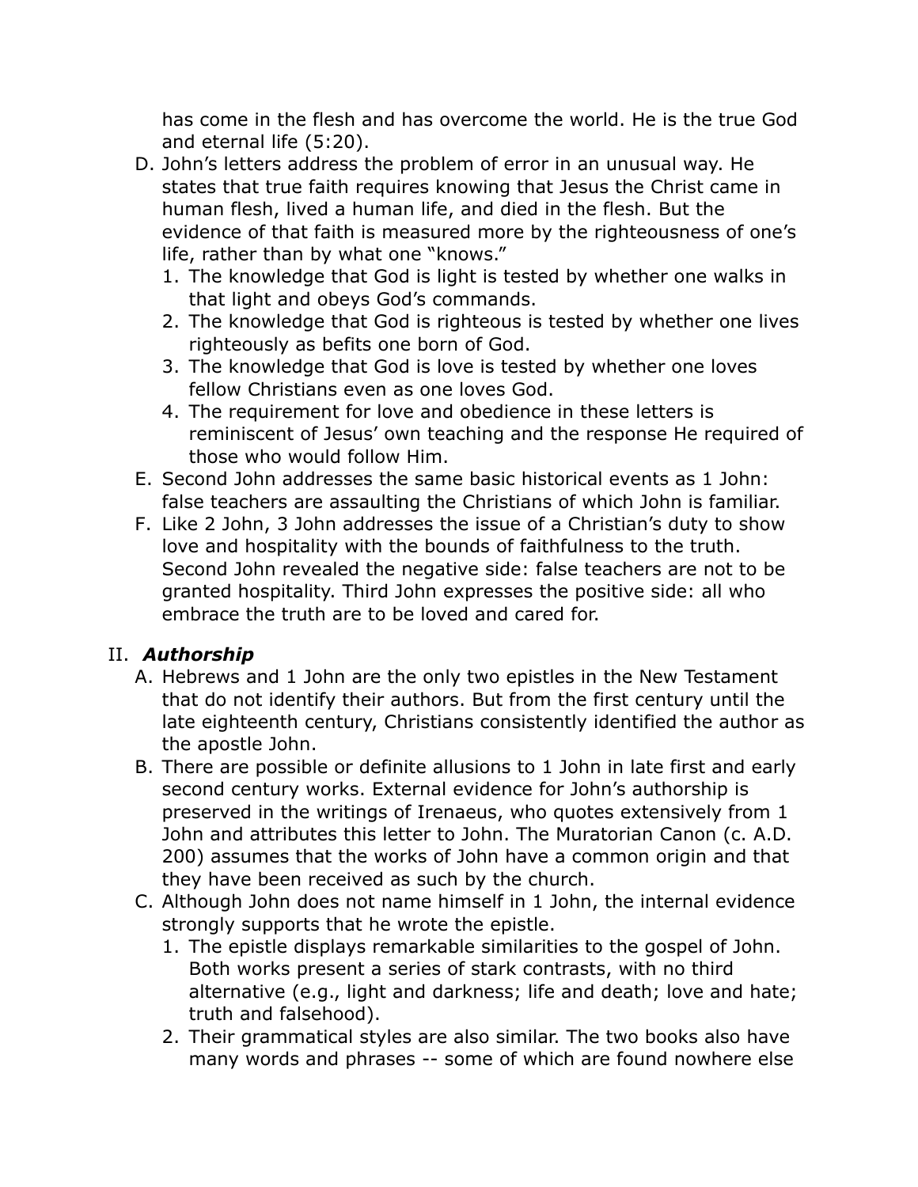has come in the flesh and has overcome the world. He is the true God and eternal life (5:20).

D. John's letters address the problem of error in an unusual way. He states that true faith requires knowing that Jesus the Christ came in human flesh, lived a human life, and died in the flesh. But the evidence of that faith is measured more by the righteousness of one's life, rather than by what one "knows."
   1. The knowledge that God is light is tested by whether one walks in that light and obeys God's commands.
   2. The knowledge that God is righteous is tested by whether one lives righteously as befits one born of God.
   3. The knowledge that God is love is tested by whether one loves fellow Christians even as one loves God.
   4. The requirement for love and obedience in these letters is reminiscent of Jesus' own teaching and the response He required of those who would follow Him.
E. Second John addresses the same basic historical events as 1 John: false teachers are assaulting the Christians of which John is familiar.
F. Like 2 John, 3 John addresses the issue of a Christian's duty to show love and hospitality with the bounds of faithfulness to the truth. Second John revealed the negative side: false teachers are not to be granted hospitality. Third John expresses the positive side: all who embrace the truth are to be loved and cared for.

## II. ***Authorship***

A. Hebrews and 1 John are the only two epistles in the New Testament that do not identify their authors. But from the first century until the late eighteenth century, Christians consistently identified the author as the apostle John.
B. There are possible or definite allusions to 1 John in late first and early second century works. External evidence for John's authorship is preserved in the writings of Irenaeus, who quotes extensively from 1 John and attributes this letter to John. The Muratorian Canon (c. A.D. 200) assumes that the works of John have a common origin and that they have been received as such by the church.
C. Although John does not name himself in 1 John, the internal evidence strongly supports that he wrote the epistle.
   1. The epistle displays remarkable similarities to the gospel of John. Both works present a series of stark contrasts, with no third alternative (e.g., light and darkness; life and death; love and hate; truth and falsehood).
   2. Their grammatical styles are also similar. The two books also have many words and phrases -- some of which are found nowhere else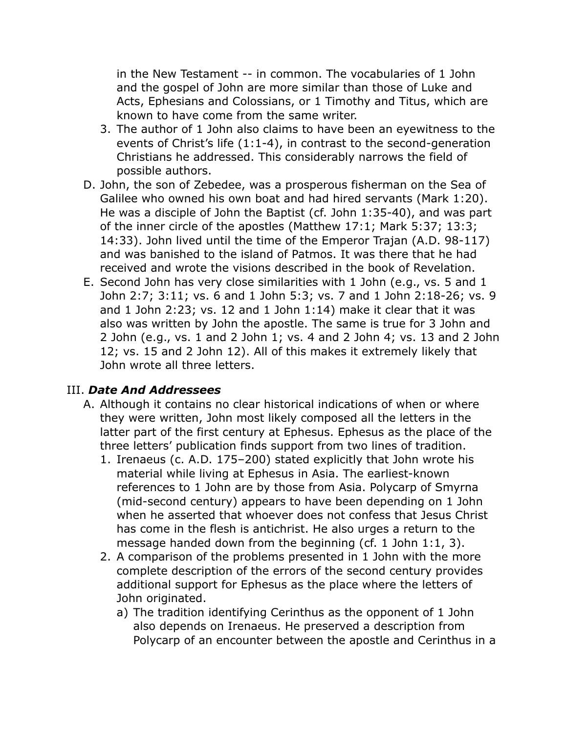in the New Testament -- in common. The vocabularies of 1 John and the gospel of John are more similar than those of Luke and Acts, Ephesians and Colossians, or 1 Timothy and Titus, which are known to have come from the same writer.

3. The author of 1 John also claims to have been an eyewitness to the events of Christ's life (1:1-4), in contrast to the second-generation Christians he addressed. This considerably narrows the field of possible authors.

D. John, the son of Zebedee, was a prosperous fisherman on the Sea of Galilee who owned his own boat and had hired servants (Mark 1:20). He was a disciple of John the Baptist (cf. John 1:35-40), and was part of the inner circle of the apostles (Matthew 17:1; Mark 5:37; 13:3; 14:33). John lived until the time of the Emperor Trajan (A.D. 98-117) and was banished to the island of Patmos. It was there that he had received and wrote the visions described in the book of Revelation.

E. Second John has very close similarities with 1 John (e.g., vs. 5 and 1 John 2:7; 3:11; vs. 6 and 1 John 5:3; vs. 7 and 1 John 2:18-26; vs. 9 and 1 John 2:23; vs. 12 and 1 John 1:14) make it clear that it was also was written by John the apostle. The same is true for 3 John and 2 John (e.g., vs. 1 and 2 John 1; vs. 4 and 2 John 4; vs. 13 and 2 John 12; vs. 15 and 2 John 12). All of this makes it extremely likely that John wrote all three letters.

## III. ***Date And Addressees***

A. Although it contains no clear historical indications of when or where they were written, John most likely composed all the letters in the latter part of the first century at Ephesus. Ephesus as the place of the three letters' publication finds support from two lines of tradition.

1. Irenaeus (c. A.D. 175–200) stated explicitly that John wrote his material while living at Ephesus in Asia. The earliest-known references to 1 John are by those from Asia. Polycarp of Smyrna (mid-second century) appears to have been depending on 1 John when he asserted that whoever does not confess that Jesus Christ has come in the flesh is antichrist. He also urges a return to the message handed down from the beginning (cf. 1 John 1:1, 3).

2. A comparison of the problems presented in 1 John with the more complete description of the errors of the second century provides additional support for Ephesus as the place where the letters of John originated.

   a) The tradition identifying Cerinthus as the opponent of 1 John also depends on Irenaeus. He preserved a description from Polycarp of an encounter between the apostle and Cerinthus in a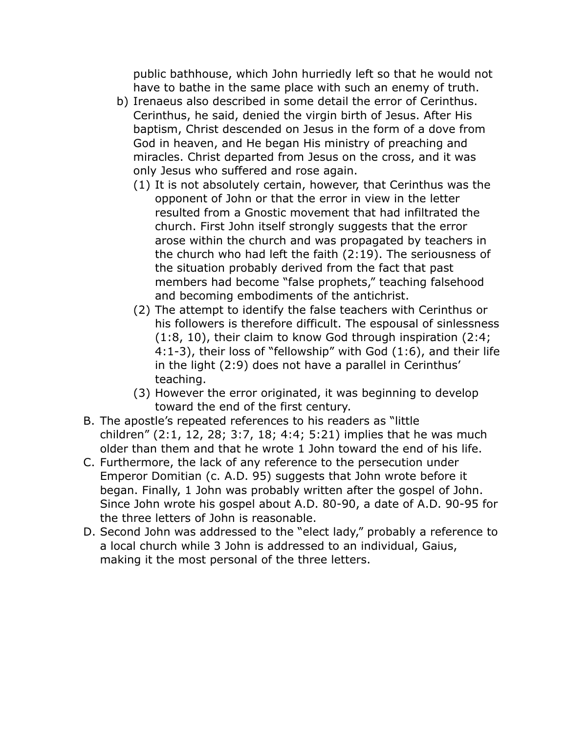public bathhouse, which John hurriedly left so that he would not have to bathe in the same place with such an enemy of truth.

   b) Irenaeus also described in some detail the error of Cerinthus. Cerinthus, he said, denied the virgin birth of Jesus. After His baptism, Christ descended on Jesus in the form of a dove from God in heaven, and He began His ministry of preaching and miracles. Christ departed from Jesus on the cross, and it was only Jesus who suffered and rose again.

      (1) It is not absolutely certain, however, that Cerinthus was the opponent of John or that the error in view in the letter resulted from a Gnostic movement that had infiltrated the church. First John itself strongly suggests that the error arose within the church and was propagated by teachers in the church who had left the faith (2:19). The seriousness of the situation probably derived from the fact that past members had become "false prophets," teaching falsehood and becoming embodiments of the antichrist.

      (2) The attempt to identify the false teachers with Cerinthus or his followers is therefore difficult. The espousal of sinlessness (1:8, 10), their claim to know God through inspiration (2:4; 4:1-3), their loss of "fellowship" with God (1:6), and their life in the light (2:9) does not have a parallel in Cerinthus' teaching.

      (3) However the error originated, it was beginning to develop toward the end of the first century.

B. The apostle's repeated references to his readers as "little children" (2:1, 12, 28; 3:7, 18; 4:4; 5:21) implies that he was much older than them and that he wrote 1 John toward the end of his life.

C. Furthermore, the lack of any reference to the persecution under Emperor Domitian (c. A.D. 95) suggests that John wrote before it began. Finally, 1 John was probably written after the gospel of John. Since John wrote his gospel about A.D. 80-90, a date of A.D. 90-95 for the three letters of John is reasonable.

D. Second John was addressed to the "elect lady," probably a reference to a local church while 3 John is addressed to an individual, Gaius, making it the most personal of the three letters.